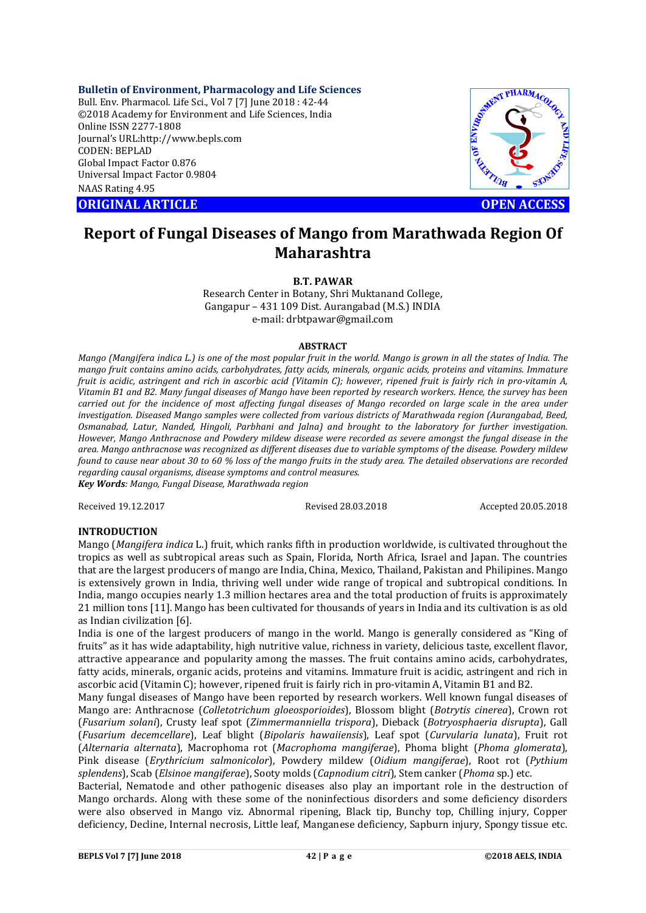**Bulletin of Environment, Pharmacology and Life Sciences**
Bull. Env. Pharmacol. Life Sci., Vol 7 [7] June 2018 : 42-44
©2018 Academy for Environment and Life Sciences, India
Online ISSN 2277-1808
Journal's URL:http://www.bepls.com
CODEN: BEPLAD
Global Impact Factor 0.876
Universal Impact Factor 0.9804
NAAS Rating 4.95

**ORIGINAL ARTICLE** **OPEN ACCESS**

# Report of Fungal Diseases of Mango from Marathwada Region Of Maharashtra

**B.T. PAWAR**

Research Center in Botany, Shri Muktanand College,
Gangapur – 431 109 Dist. Aurangabad (M.S.) INDIA
e-mail: drbtpawar@gmail.com

## ABSTRACT

*Mango (Mangifera indica L.) is one of the most popular fruit in the world. Mango is grown in all the states of India. The mango fruit contains amino acids, carbohydrates, fatty acids, minerals, organic acids, proteins and vitamins. Immature fruit is acidic, astringent and rich in ascorbic acid (Vitamin C); however, ripened fruit is fairly rich in pro-vitamin A, Vitamin B1 and B2. Many fungal diseases of Mango have been reported by research workers. Hence, the survey has been carried out for the incidence of most affecting fungal diseases of Mango recorded on large scale in the area under investigation. Diseased Mango samples were collected from various districts of Marathwada region (Aurangabad, Beed, Osmanabad, Latur, Nanded, Hingoli, Parbhani and Jalna) and brought to the laboratory for further investigation. However, Mango Anthracnose and Powdery mildew disease were recorded as severe amongst the fungal disease in the area. Mango anthracnose was recognized as different diseases due to variable symptoms of the disease. Powdery mildew found to cause near about 30 to 60 % loss of the mango fruits in the study area. The detailed observations are recorded regarding causal organisms, disease symptoms and control measures.*

***Key Words**: Mango, Fungal Disease, Marathwada region*

Received 19.12.2017 Revised 28.03.2018 Accepted 20.05.2018

## INTRODUCTION

Mango (*Mangifera indica* L.) fruit, which ranks fifth in production worldwide, is cultivated throughout the tropics as well as subtropical areas such as Spain, Florida, North Africa, Israel and Japan. The countries that are the largest producers of mango are India, China, Mexico, Thailand, Pakistan and Philipines. Mango is extensively grown in India, thriving well under wide range of tropical and subtropical conditions. In India, mango occupies nearly 1.3 million hectares area and the total production of fruits is approximately 21 million tons [11]. Mango has been cultivated for thousands of years in India and its cultivation is as old as Indian civilization [6].

India is one of the largest producers of mango in the world. Mango is generally considered as "King of fruits" as it has wide adaptability, high nutritive value, richness in variety, delicious taste, excellent flavor, attractive appearance and popularity among the masses. The fruit contains amino acids, carbohydrates, fatty acids, minerals, organic acids, proteins and vitamins. Immature fruit is acidic, astringent and rich in ascorbic acid (Vitamin C); however, ripened fruit is fairly rich in pro-vitamin A, Vitamin B1 and B2.

Many fungal diseases of Mango have been reported by research workers. Well known fungal diseases of Mango are: Anthracnose (*Colletotrichum gloeosporioides*), Blossom blight (*Botrytis cinerea*), Crown rot (*Fusarium solani*), Crusty leaf spot (*Zimmermanniella trispora*), Dieback (*Botryosphaeria disrupta*), Gall (*Fusarium decemcellare*), Leaf blight (*Bipolaris hawaiiensis*), Leaf spot (*Curvularia lunata*), Fruit rot (*Alternaria alternata*), Macrophoma rot (*Macrophoma mangiferae*), Phoma blight (*Phoma glomerata*), Pink disease (*Erythricium salmonicolor*), Powdery mildew (*Oidium mangiferae*), Root rot (*Pythium splendens*), Scab (*Elsinoe mangiferae*), Sooty molds (*Capnodium citri*), Stem canker (*Phoma* sp.) etc.

Bacterial, Nematode and other pathogenic diseases also play an important role in the destruction of Mango orchards. Along with these some of the noninfectious disorders and some deficiency disorders were also observed in Mango viz. Abnormal ripening, Black tip, Bunchy top, Chilling injury, Copper deficiency, Decline, Internal necrosis, Little leaf, Manganese deficiency, Sapburn injury, Spongy tissue etc.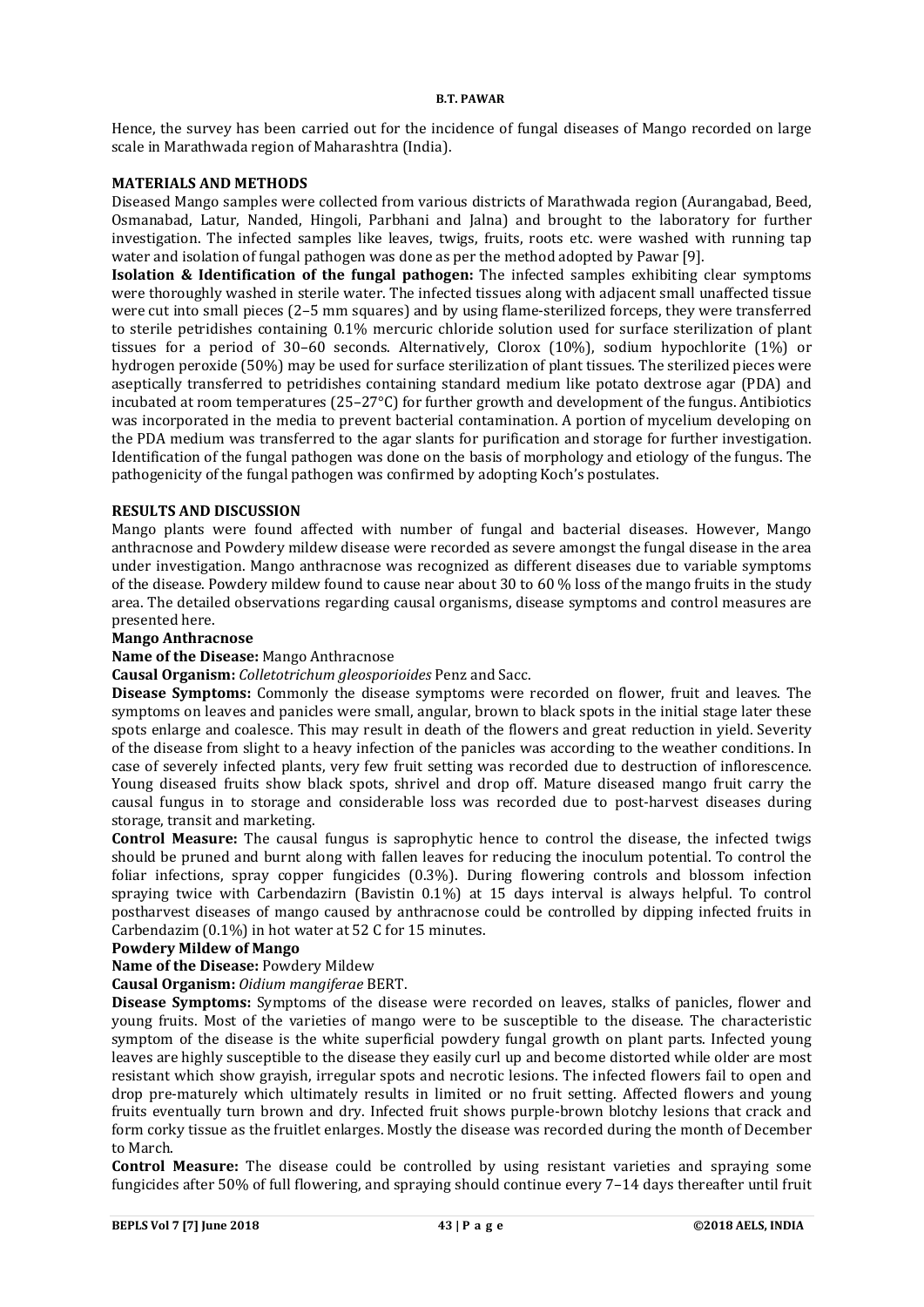Hence, the survey has been carried out for the incidence of fungal diseases of Mango recorded on large scale in Marathwada region of Maharashtra (India).

## MATERIALS AND METHODS

Diseased Mango samples were collected from various districts of Marathwada region (Aurangabad, Beed, Osmanabad, Latur, Nanded, Hingoli, Parbhani and Jalna) and brought to the laboratory for further investigation. The infected samples like leaves, twigs, fruits, roots etc. were washed with running tap water and isolation of fungal pathogen was done as per the method adopted by Pawar [9].

**Isolation & Identification of the fungal pathogen:** The infected samples exhibiting clear symptoms were thoroughly washed in sterile water. The infected tissues along with adjacent small unaffected tissue were cut into small pieces (2–5 mm squares) and by using flame-sterilized forceps, they were transferred to sterile petridishes containing 0.1% mercuric chloride solution used for surface sterilization of plant tissues for a period of 30–60 seconds. Alternatively, Clorox (10%), sodium hypochlorite (1%) or hydrogen peroxide (50%) may be used for surface sterilization of plant tissues. The sterilized pieces were aseptically transferred to petridishes containing standard medium like potato dextrose agar (PDA) and incubated at room temperatures (25–27°C) for further growth and development of the fungus. Antibiotics was incorporated in the media to prevent bacterial contamination. A portion of mycelium developing on the PDA medium was transferred to the agar slants for purification and storage for further investigation. Identification of the fungal pathogen was done on the basis of morphology and etiology of the fungus. The pathogenicity of the fungal pathogen was confirmed by adopting Koch's postulates.

## RESULTS AND DISCUSSION

Mango plants were found affected with number of fungal and bacterial diseases. However, Mango anthracnose and Powdery mildew disease were recorded as severe amongst the fungal disease in the area under investigation. Mango anthracnose was recognized as different diseases due to variable symptoms of the disease. Powdery mildew found to cause near about 30 to 60 % loss of the mango fruits in the study area. The detailed observations regarding causal organisms, disease symptoms and control measures are presented here.

### Mango Anthracnose

**Name of the Disease:** Mango Anthracnose

**Causal Organism:** *Colletotrichum gleosporioides* Penz and Sacc.

**Disease Symptoms:** Commonly the disease symptoms were recorded on flower, fruit and leaves. The symptoms on leaves and panicles were small, angular, brown to black spots in the initial stage later these spots enlarge and coalesce. This may result in death of the flowers and great reduction in yield. Severity of the disease from slight to a heavy infection of the panicles was according to the weather conditions. In case of severely infected plants, very few fruit setting was recorded due to destruction of inflorescence. Young diseased fruits show black spots, shrivel and drop off. Mature diseased mango fruit carry the causal fungus in to storage and considerable loss was recorded due to post-harvest diseases during storage, transit and marketing.

**Control Measure:** The causal fungus is saprophytic hence to control the disease, the infected twigs should be pruned and burnt along with fallen leaves for reducing the inoculum potential. To control the foliar infections, spray copper fungicides (0.3%). During flowering controls and blossom infection spraying twice with Carbendazirn (Bavistin 0.1%) at 15 days interval is always helpful. To control postharvest diseases of mango caused by anthracnose could be controlled by dipping infected fruits in Carbendazim (0.1%) in hot water at 52 C for 15 minutes.

### Powdery Mildew of Mango

**Name of the Disease:** Powdery Mildew

**Causal Organism:** *Oidium mangiferae* BERT.

**Disease Symptoms:** Symptoms of the disease were recorded on leaves, stalks of panicles, flower and young fruits. Most of the varieties of mango were to be susceptible to the disease. The characteristic symptom of the disease is the white superficial powdery fungal growth on plant parts. Infected young leaves are highly susceptible to the disease they easily curl up and become distorted while older are most resistant which show grayish, irregular spots and necrotic lesions. The infected flowers fail to open and drop pre-maturely which ultimately results in limited or no fruit setting. Affected flowers and young fruits eventually turn brown and dry. Infected fruit shows purple-brown blotchy lesions that crack and form corky tissue as the fruitlet enlarges. Mostly the disease was recorded during the month of December to March.

**Control Measure:** The disease could be controlled by using resistant varieties and spraying some fungicides after 50% of full flowering, and spraying should continue every 7–14 days thereafter until fruit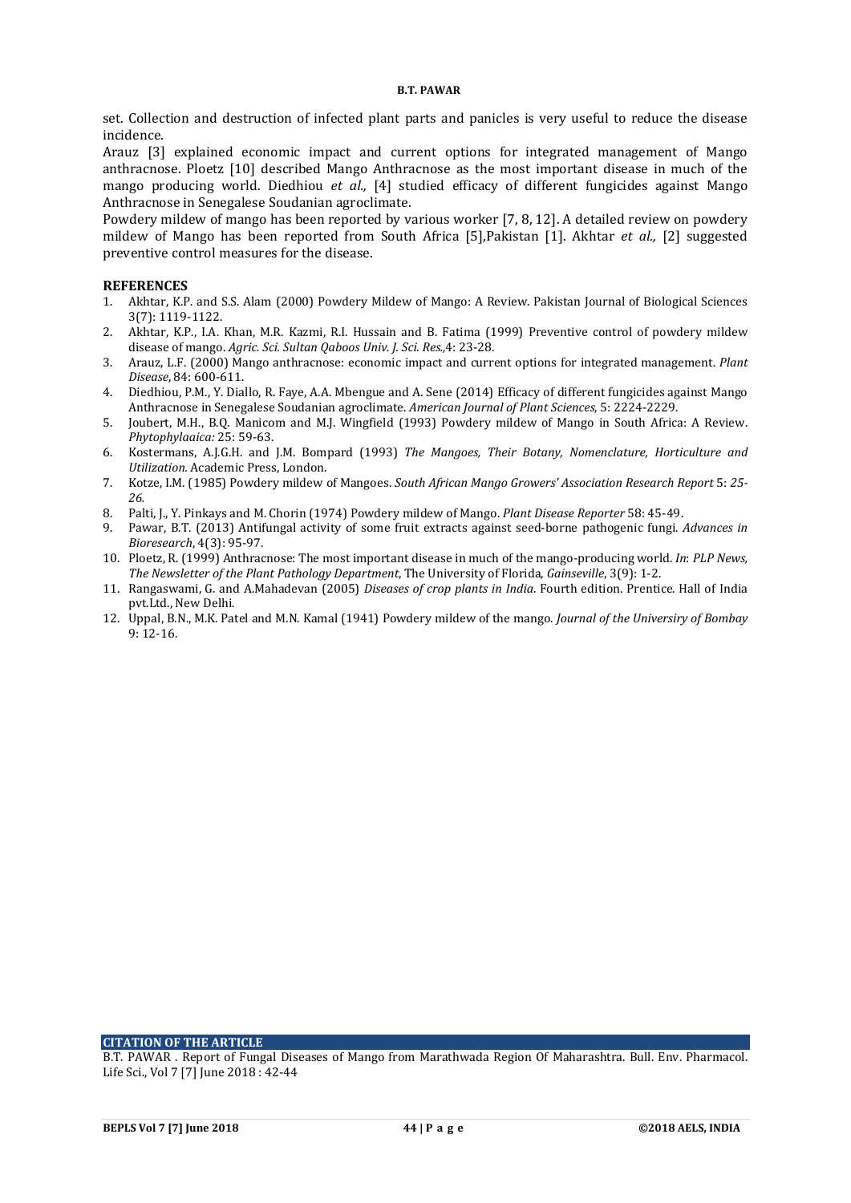set. Collection and destruction of infected plant parts and panicles is very useful to reduce the disease incidence.

Arauz [3] explained economic impact and current options for integrated management of Mango anthracnose. Ploetz [10] described Mango Anthracnose as the most important disease in much of the mango producing world. Diedhiou *et al.,* [4] studied efficacy of different fungicides against Mango Anthracnose in Senegalese Soudanian agroclimate.

Powdery mildew of mango has been reported by various worker [7, 8, 12]. A detailed review on powdery mildew of Mango has been reported from South Africa [5],Pakistan [1]. Akhtar *et al.,* [2] suggested preventive control measures for the disease.

## REFERENCES

1. Akhtar, K.P. and S.S. Alam (2000) Powdery Mildew of Mango: A Review. Pakistan Journal of Biological Sciences 3(7): 1119-1122.
2. Akhtar, K.P., I.A. Khan, M.R. Kazmi, R.I. Hussain and B. Fatima (1999) Preventive control of powdery mildew disease of mango. *Agric. Sci. Sultan Qaboos Univ. J. Sci. Res.,*4: 23-28.
3. Arauz, L.F. (2000) Mango anthracnose: economic impact and current options for integrated management. *Plant Disease,* 84: 600-611.
4. Diedhiou, P.M., Y. Diallo, R. Faye, A.A. Mbengue and A. Sene (2014) Efficacy of different fungicides against Mango Anthracnose in Senegalese Soudanian agroclimate. *American Journal of Plant Sciences*, 5: 2224-2229.
5. Joubert, M.H., B.Q. Manicom and M.J. Wingfield (1993) Powdery mildew of Mango in South Africa: A Review. *Phytophylaaica:* 25: 59-63.
6. Kostermans, A.J.G.H. and J.M. Bompard (1993) *The Mangoes, Their Botany, Nomenclature, Horticulture and Utilization.* Academic Press, London.
7. Kotze, I.M. (1985) Powdery mildew of Mangoes. *South African Mango Growers' Association Research Report* 5: *25-26.*
8. Palti, J., Y. Pinkays and M. Chorin (1974) Powdery mildew of Mango. *Plant Disease Reporter* 58: 45-49.
9. Pawar, B.T. (2013) Antifungal activity of some fruit extracts against seed-borne pathogenic fungi. *Advances in Bioresearch*, 4(3): 95-97.
10. Ploetz, R. (1999) Anthracnose: The most important disease in much of the mango-producing world. *In*: *PLP News, The Newsletter of the Plant Pathology Department*, The University of Florida, *Gainseville*, 3(9): 1-2.
11. Rangaswami, G. and A.Mahadevan (2005) *Diseases of crop plants in India*. Fourth edition. Prentice. Hall of India pvt.Ltd., New Delhi.
12. Uppal, B.N., M.K. Patel and M.N. Kamal (1941) Powdery mildew of the mango. *Journal of the Universiry of Bombay* 9: 12-16.

**CITATION OF THE ARTICLE**

B.T. PAWAR . Report of Fungal Diseases of Mango from Marathwada Region Of Maharashtra. Bull. Env. Pharmacol. Life Sci., Vol 7 [7] June 2018 : 42-44